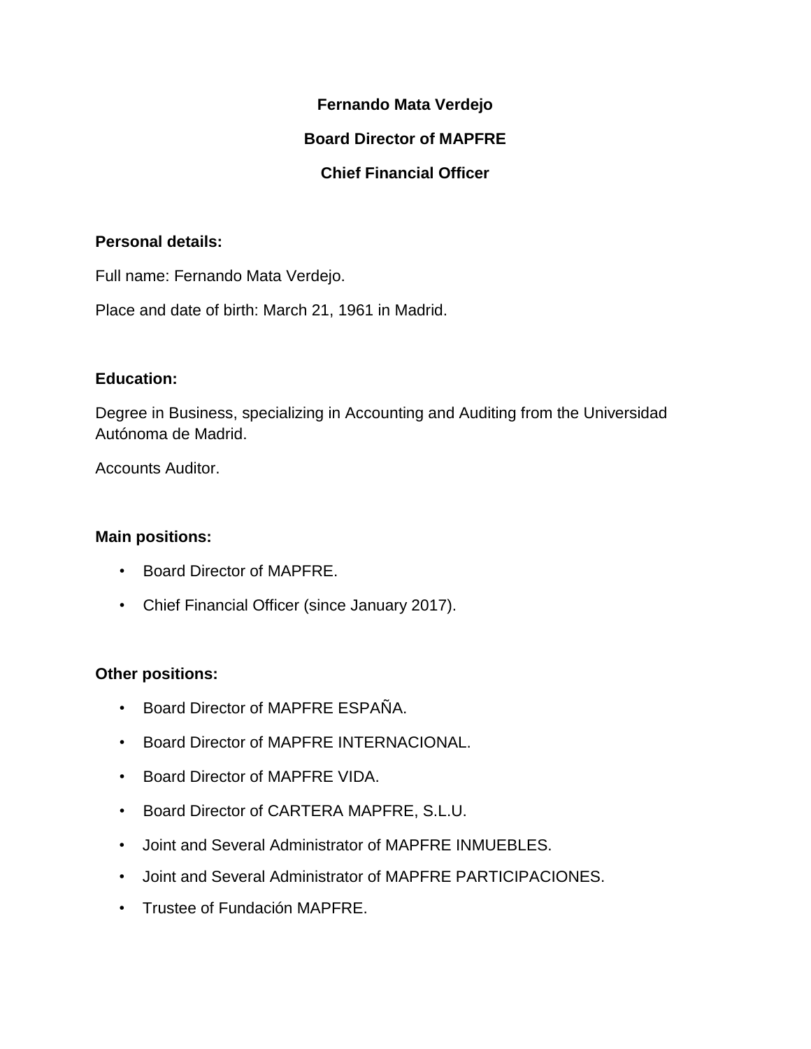# Fernando Mata Verdejo

## Board Director of MAPFRE

## Chief Financial Officer

**Personal details:**

Full name: Fernando Mata Verdejo.

Place and date of birth: March 21, 1961 in Madrid.

**Education:**

Degree in Business, specializing in Accounting and Auditing from the Universidad Autónoma de Madrid.

Accounts Auditor.

**Main positions:**

- Board Director of MAPFRE.
- Chief Financial Officer (since January 2017).

**Other positions:**

- Board Director of MAPFRE ESPAÑA.
- Board Director of MAPFRE INTERNACIONAL.
- Board Director of MAPFRE VIDA.
- Board Director of CARTERA MAPFRE, S.L.U.
- Joint and Several Administrator of MAPFRE INMUEBLES.
- Joint and Several Administrator of MAPFRE PARTICIPACIONES.
- Trustee of Fundación MAPFRE.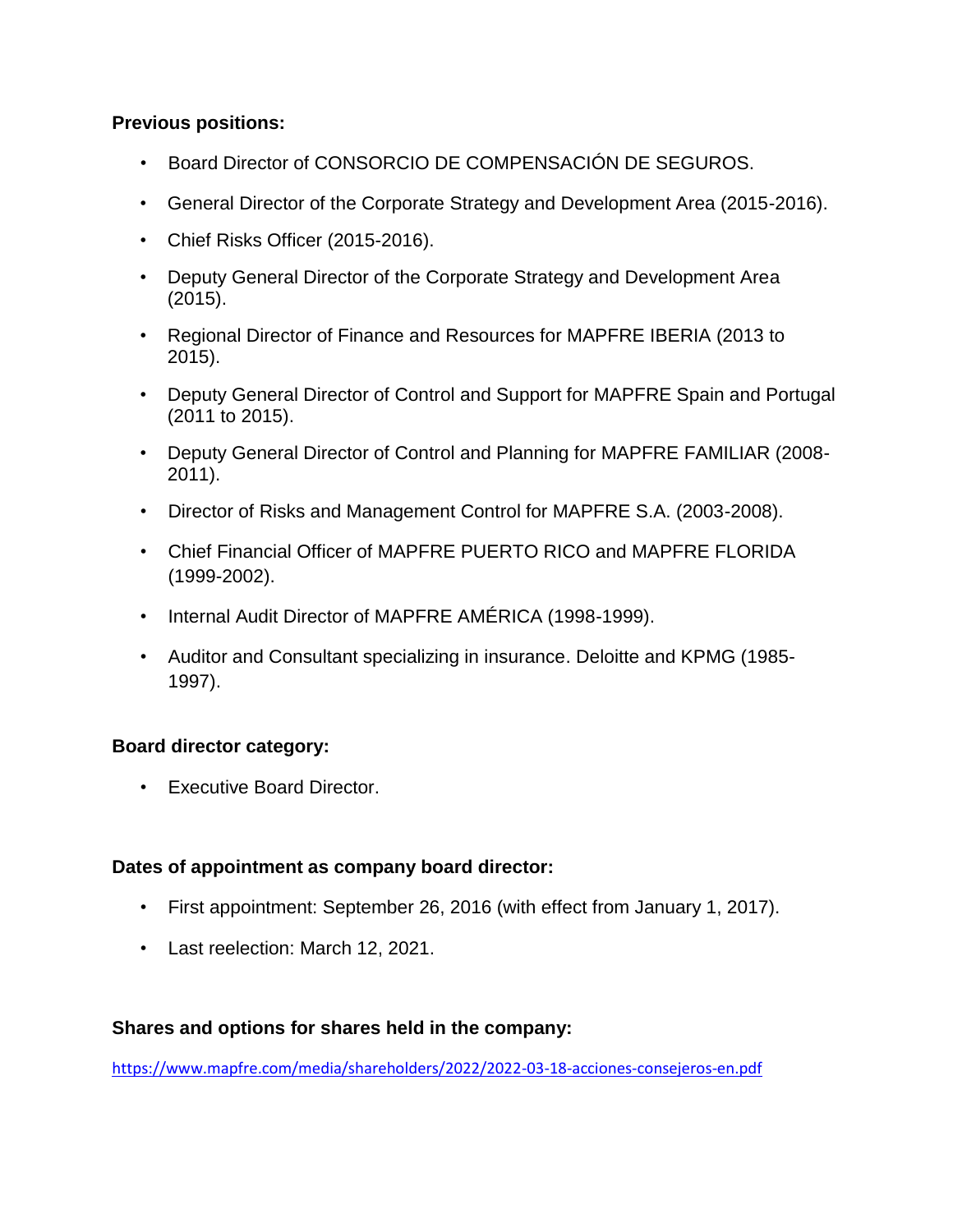**Previous positions:**

- Board Director of CONSORCIO DE COMPENSACIÓN DE SEGUROS.
- General Director of the Corporate Strategy and Development Area (2015-2016).
- Chief Risks Officer (2015-2016).
- Deputy General Director of the Corporate Strategy and Development Area (2015).
- Regional Director of Finance and Resources for MAPFRE IBERIA (2013 to 2015).
- Deputy General Director of Control and Support for MAPFRE Spain and Portugal (2011 to 2015).
- Deputy General Director of Control and Planning for MAPFRE FAMILIAR (2008-2011).
- Director of Risks and Management Control for MAPFRE S.A. (2003-2008).
- Chief Financial Officer of MAPFRE PUERTO RICO and MAPFRE FLORIDA (1999-2002).
- Internal Audit Director of MAPFRE AMÉRICA (1998-1999).
- Auditor and Consultant specializing in insurance. Deloitte and KPMG (1985-1997).

**Board director category:**

- Executive Board Director.

**Dates of appointment as company board director:**

- First appointment: September 26, 2016 (with effect from January 1, 2017).
- Last reelection: March 12, 2021.

**Shares and options for shares held in the company:**

https://www.mapfre.com/media/shareholders/2022/2022-03-18-acciones-consejeros-en.pdf